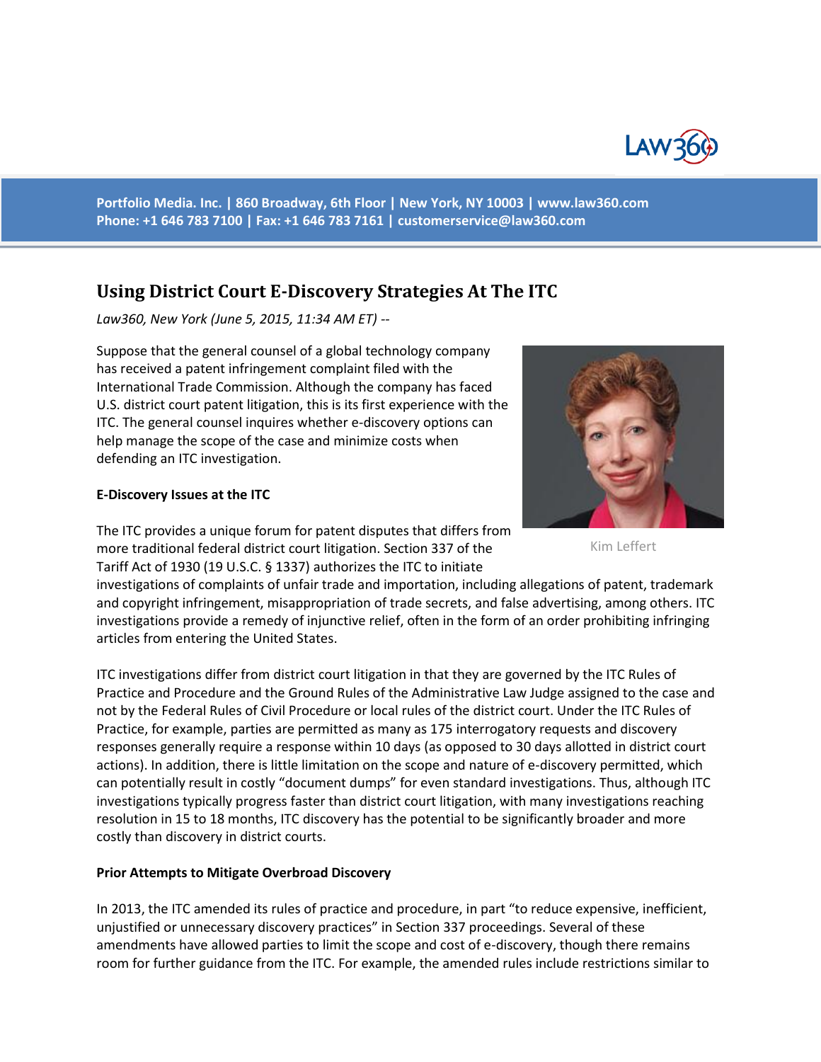Portfolio Media. Inc. | 860 Broadway, 6th Floor | New York, NY 10003 | www.law360.com
Phone: +1 646 783 7100 | Fax: +1 646 783 7161 | customerservice@law360.com

# Using District Court E-Discovery Strategies At The ITC

*Law360, New York (June 5, 2015, 11:34 AM ET) --*

Suppose that the general counsel of a global technology company has received a patent infringement complaint filed with the International Trade Commission. Although the company has faced U.S. district court patent litigation, this is its first experience with the ITC. The general counsel inquires whether e-discovery options can help manage the scope of the case and minimize costs when defending an ITC investigation.

Kim Leffert

**E-Discovery Issues at the ITC**

The ITC provides a unique forum for patent disputes that differs from more traditional federal district court litigation. Section 337 of the Tariff Act of 1930 (19 U.S.C. § 1337) authorizes the ITC to initiate investigations of complaints of unfair trade and importation, including allegations of patent, trademark and copyright infringement, misappropriation of trade secrets, and false advertising, among others. ITC investigations provide a remedy of injunctive relief, often in the form of an order prohibiting infringing articles from entering the United States.

ITC investigations differ from district court litigation in that they are governed by the ITC Rules of Practice and Procedure and the Ground Rules of the Administrative Law Judge assigned to the case and not by the Federal Rules of Civil Procedure or local rules of the district court. Under the ITC Rules of Practice, for example, parties are permitted as many as 175 interrogatory requests and discovery responses generally require a response within 10 days (as opposed to 30 days allotted in district court actions). In addition, there is little limitation on the scope and nature of e-discovery permitted, which can potentially result in costly "document dumps" for even standard investigations. Thus, although ITC investigations typically progress faster than district court litigation, with many investigations reaching resolution in 15 to 18 months, ITC discovery has the potential to be significantly broader and more costly than discovery in district courts.

**Prior Attempts to Mitigate Overbroad Discovery**

In 2013, the ITC amended its rules of practice and procedure, in part "to reduce expensive, inefficient, unjustified or unnecessary discovery practices" in Section 337 proceedings. Several of these amendments have allowed parties to limit the scope and cost of e-discovery, though there remains room for further guidance from the ITC. For example, the amended rules include restrictions similar to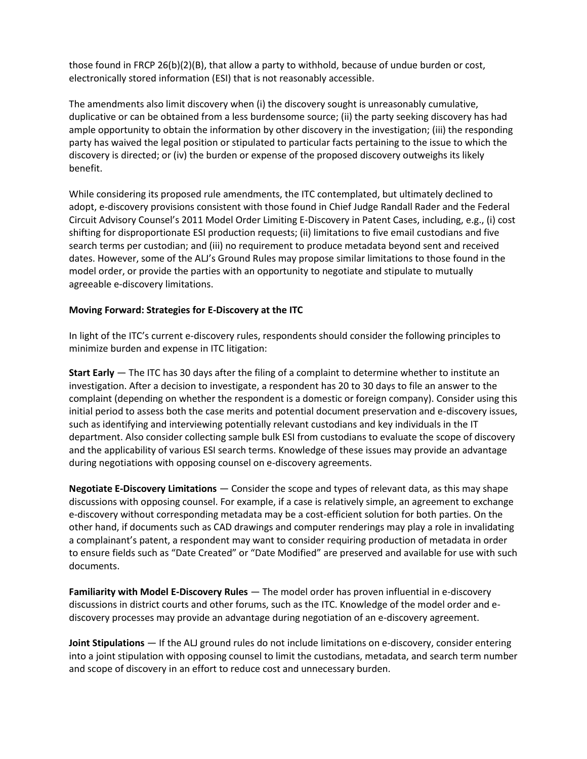those found in FRCP 26(b)(2)(B), that allow a party to withhold, because of undue burden or cost, electronically stored information (ESI) that is not reasonably accessible.

The amendments also limit discovery when (i) the discovery sought is unreasonably cumulative, duplicative or can be obtained from a less burdensome source; (ii) the party seeking discovery has had ample opportunity to obtain the information by other discovery in the investigation; (iii) the responding party has waived the legal position or stipulated to particular facts pertaining to the issue to which the discovery is directed; or (iv) the burden or expense of the proposed discovery outweighs its likely benefit.

While considering its proposed rule amendments, the ITC contemplated, but ultimately declined to adopt, e-discovery provisions consistent with those found in Chief Judge Randall Rader and the Federal Circuit Advisory Counsel's 2011 Model Order Limiting E-Discovery in Patent Cases, including, e.g., (i) cost shifting for disproportionate ESI production requests; (ii) limitations to five email custodians and five search terms per custodian; and (iii) no requirement to produce metadata beyond sent and received dates. However, some of the ALJ's Ground Rules may propose similar limitations to those found in the model order, or provide the parties with an opportunity to negotiate and stipulate to mutually agreeable e-discovery limitations.

**Moving Forward: Strategies for E-Discovery at the ITC**

In light of the ITC's current e-discovery rules, respondents should consider the following principles to minimize burden and expense in ITC litigation:

**Start Early** — The ITC has 30 days after the filing of a complaint to determine whether to institute an investigation. After a decision to investigate, a respondent has 20 to 30 days to file an answer to the complaint (depending on whether the respondent is a domestic or foreign company). Consider using this initial period to assess both the case merits and potential document preservation and e-discovery issues, such as identifying and interviewing potentially relevant custodians and key individuals in the IT department. Also consider collecting sample bulk ESI from custodians to evaluate the scope of discovery and the applicability of various ESI search terms. Knowledge of these issues may provide an advantage during negotiations with opposing counsel on e-discovery agreements.

**Negotiate E-Discovery Limitations** — Consider the scope and types of relevant data, as this may shape discussions with opposing counsel. For example, if a case is relatively simple, an agreement to exchange e-discovery without corresponding metadata may be a cost-efficient solution for both parties. On the other hand, if documents such as CAD drawings and computer renderings may play a role in invalidating a complainant's patent, a respondent may want to consider requiring production of metadata in order to ensure fields such as "Date Created" or "Date Modified" are preserved and available for use with such documents.

**Familiarity with Model E-Discovery Rules** — The model order has proven influential in e-discovery discussions in district courts and other forums, such as the ITC. Knowledge of the model order and e-discovery processes may provide an advantage during negotiation of an e-discovery agreement.

**Joint Stipulations** — If the ALJ ground rules do not include limitations on e-discovery, consider entering into a joint stipulation with opposing counsel to limit the custodians, metadata, and search term number and scope of discovery in an effort to reduce cost and unnecessary burden.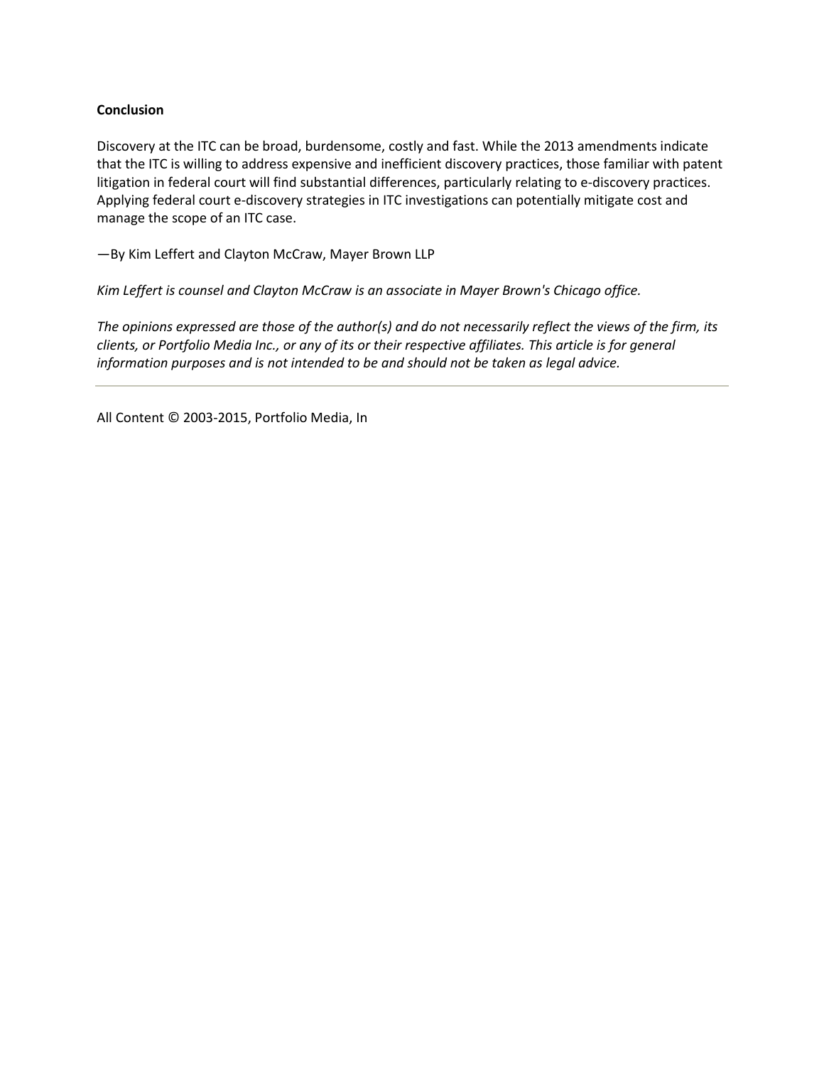**Conclusion**

Discovery at the ITC can be broad, burdensome, costly and fast. While the 2013 amendments indicate that the ITC is willing to address expensive and inefficient discovery practices, those familiar with patent litigation in federal court will find substantial differences, particularly relating to e-discovery practices. Applying federal court e-discovery strategies in ITC investigations can potentially mitigate cost and manage the scope of an ITC case.

—By Kim Leffert and Clayton McCraw, Mayer Brown LLP

*Kim Leffert is counsel and Clayton McCraw is an associate in Mayer Brown's Chicago office.*

*The opinions expressed are those of the author(s) and do not necessarily reflect the views of the firm, its clients, or Portfolio Media Inc., or any of its or their respective affiliates. This article is for general information purposes and is not intended to be and should not be taken as legal advice.*

---

All Content © 2003-2015, Portfolio Media, In